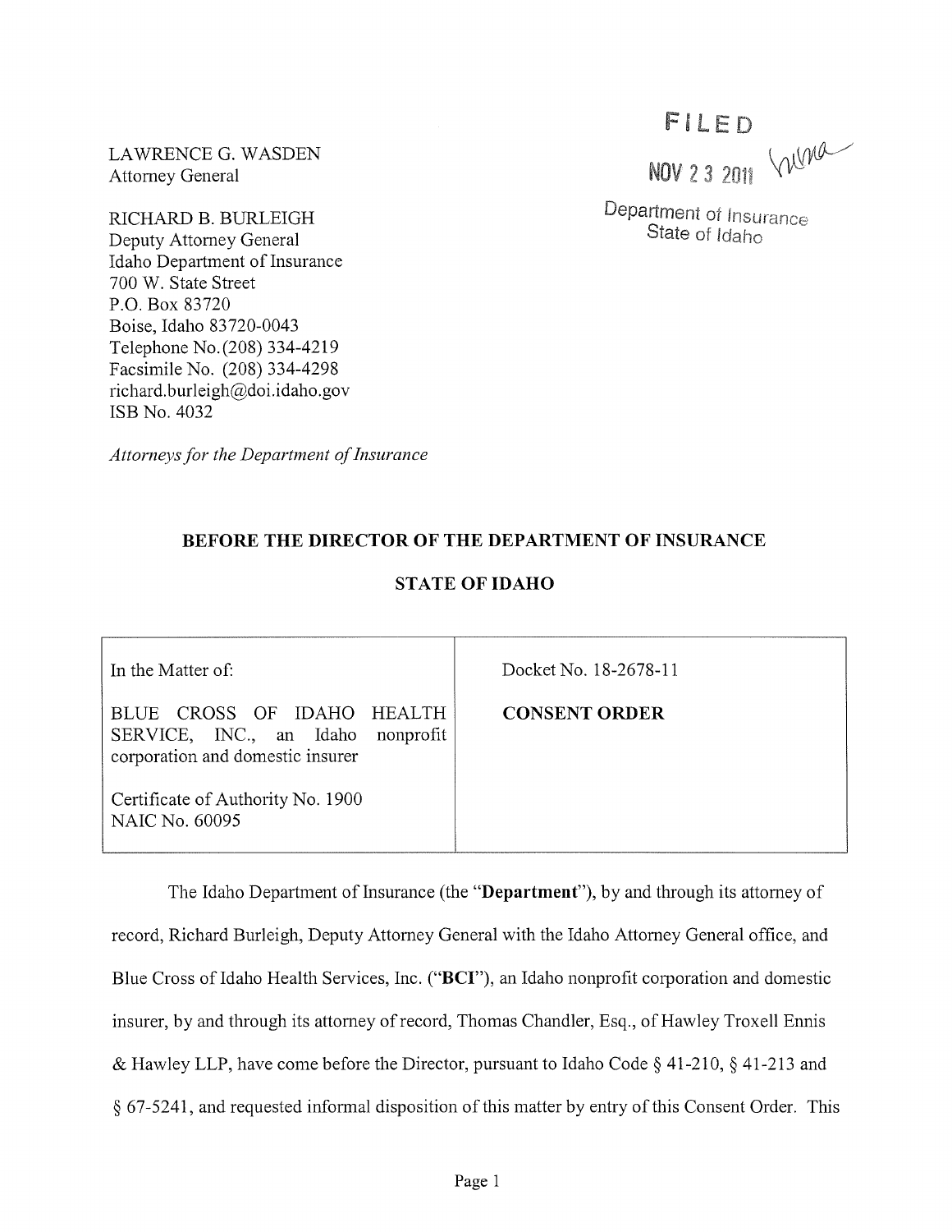LAWRENCE G. WASDEN
Attorney General

RICHARD B. BURLEIGH
Deputy Attorney General
Idaho Department of Insurance
700 W. State Street
P.O. Box 83720
Boise, Idaho 83720-0043
Telephone No. (208) 334-4219
Facsimile No. (208) 334-4298
richard.burleigh@doi.idaho.gov
ISB No. 4032

*Attorneys for the Department of Insurance*

FILED
NOV 23 2011
Department of Insurance
State of Idaho

**BEFORE THE DIRECTOR OF THE DEPARTMENT OF INSURANCE**

**STATE OF IDAHO**

| In the Matter of: | Docket No. 18-2678-11 |
|---|---|
| BLUE CROSS OF IDAHO HEALTH SERVICE, INC., an Idaho nonprofit corporation and domestic insurer<br><br>Certificate of Authority No. 1900<br>NAIC No. 60095 | **CONSENT ORDER** |

The Idaho Department of Insurance (the "**Department**"), by and through its attorney of record, Richard Burleigh, Deputy Attorney General with the Idaho Attorney General office, and Blue Cross of Idaho Health Services, Inc. ("**BCI**"), an Idaho nonprofit corporation and domestic insurer, by and through its attorney of record, Thomas Chandler, Esq., of Hawley Troxell Ennis & Hawley LLP, have come before the Director, pursuant to Idaho Code § 41-210, § 41-213 and § 67-5241, and requested informal disposition of this matter by entry of this Consent Order. This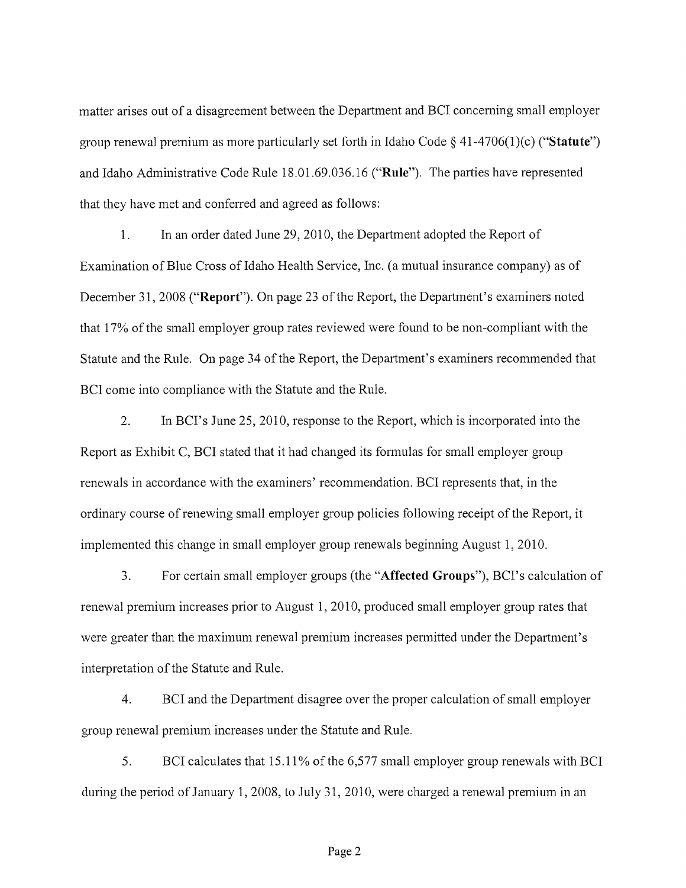matter arises out of a disagreement between the Department and BCI concerning small employer group renewal premium as more particularly set forth in Idaho Code § 41-4706(1)(c) ("**Statute**") and Idaho Administrative Code Rule 18.01.69.036.16 ("**Rule**"). The parties have represented that they have met and conferred and agreed as follows:

1. In an order dated June 29, 2010, the Department adopted the Report of Examination of Blue Cross of Idaho Health Service, Inc. (a mutual insurance company) as of December 31, 2008 ("**Report**"). On page 23 of the Report, the Department's examiners noted that 17% of the small employer group rates reviewed were found to be non-compliant with the Statute and the Rule. On page 34 of the Report, the Department's examiners recommended that BCI come into compliance with the Statute and the Rule.

2. In BCI's June 25, 2010, response to the Report, which is incorporated into the Report as Exhibit C, BCI stated that it had changed its formulas for small employer group renewals in accordance with the examiners' recommendation. BCI represents that, in the ordinary course of renewing small employer group policies following receipt of the Report, it implemented this change in small employer group renewals beginning August 1, 2010.

3. For certain small employer groups (the "**Affected Groups**"), BCI's calculation of renewal premium increases prior to August 1, 2010, produced small employer group rates that were greater than the maximum renewal premium increases permitted under the Department's interpretation of the Statute and Rule.

4. BCI and the Department disagree over the proper calculation of small employer group renewal premium increases under the Statute and Rule.

5. BCI calculates that 15.11% of the 6,577 small employer group renewals with BCI during the period of January 1, 2008, to July 31, 2010, were charged a renewal premium in an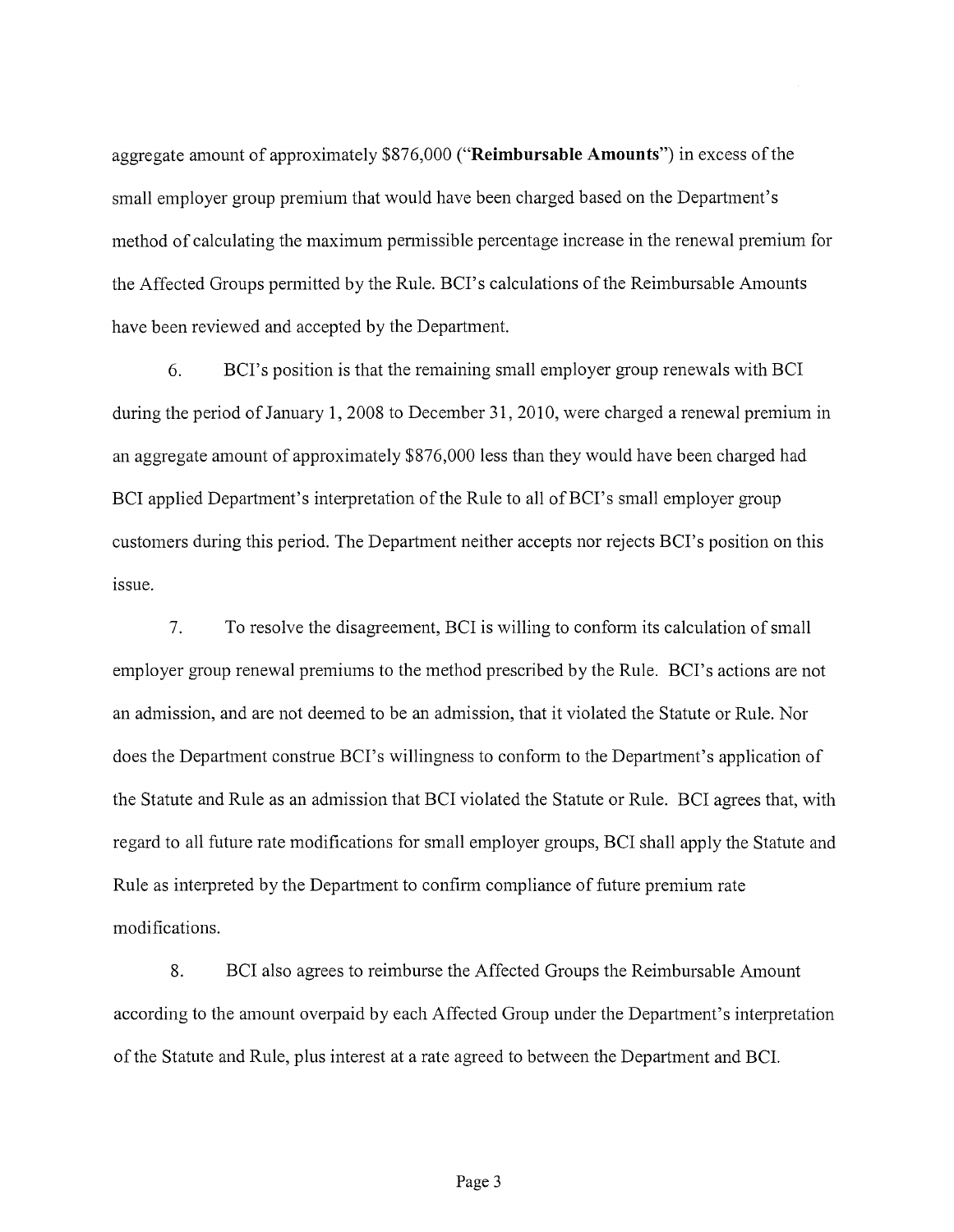aggregate amount of approximately $876,000 ("**Reimbursable Amounts**") in excess of the small employer group premium that would have been charged based on the Department's method of calculating the maximum permissible percentage increase in the renewal premium for the Affected Groups permitted by the Rule. BCI's calculations of the Reimbursable Amounts have been reviewed and accepted by the Department.

6. BCI's position is that the remaining small employer group renewals with BCI during the period of January 1, 2008 to December 31, 2010, were charged a renewal premium in an aggregate amount of approximately $876,000 less than they would have been charged had BCI applied Department's interpretation of the Rule to all of BCI's small employer group customers during this period. The Department neither accepts nor rejects BCI's position on this issue.

7. To resolve the disagreement, BCI is willing to conform its calculation of small employer group renewal premiums to the method prescribed by the Rule. BCI's actions are not an admission, and are not deemed to be an admission, that it violated the Statute or Rule. Nor does the Department construe BCI's willingness to conform to the Department's application of the Statute and Rule as an admission that BCI violated the Statute or Rule. BCI agrees that, with regard to all future rate modifications for small employer groups, BCI shall apply the Statute and Rule as interpreted by the Department to confirm compliance of future premium rate modifications.

8. BCI also agrees to reimburse the Affected Groups the Reimbursable Amount according to the amount overpaid by each Affected Group under the Department's interpretation of the Statute and Rule, plus interest at a rate agreed to between the Department and BCI.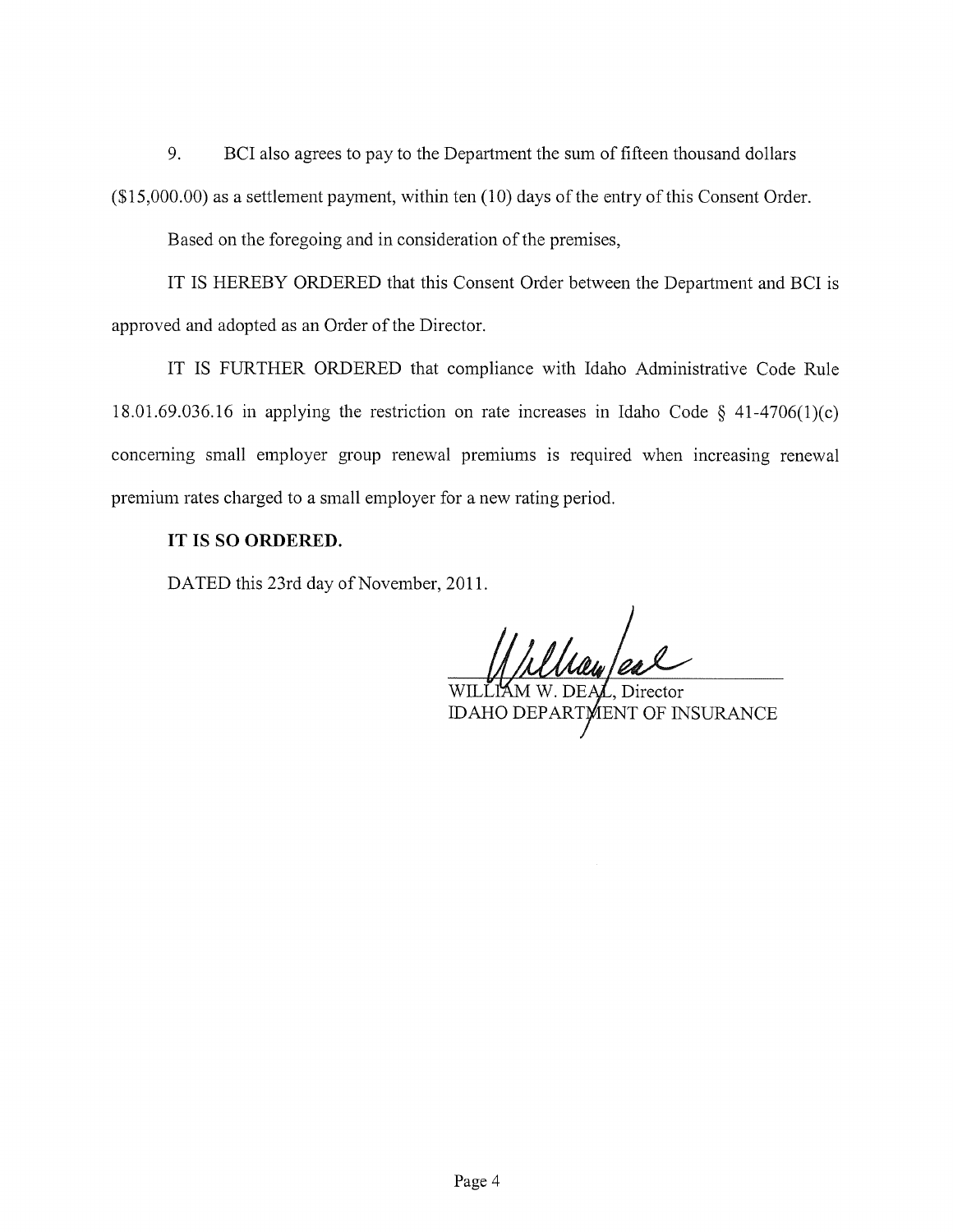9. BCI also agrees to pay to the Department the sum of fifteen thousand dollars ($15,000.00) as a settlement payment, within ten (10) days of the entry of this Consent Order.

Based on the foregoing and in consideration of the premises,

IT IS HEREBY ORDERED that this Consent Order between the Department and BCI is approved and adopted as an Order of the Director.

IT IS FURTHER ORDERED that compliance with Idaho Administrative Code Rule 18.01.69.036.16 in applying the restriction on rate increases in Idaho Code § 41-4706(1)(c) concerning small employer group renewal premiums is required when increasing renewal premium rates charged to a small employer for a new rating period.

**IT IS SO ORDERED.**

DATED this 23rd day of November, 2011.

WILLIAM W. DEAL, Director
IDAHO DEPARTMENT OF INSURANCE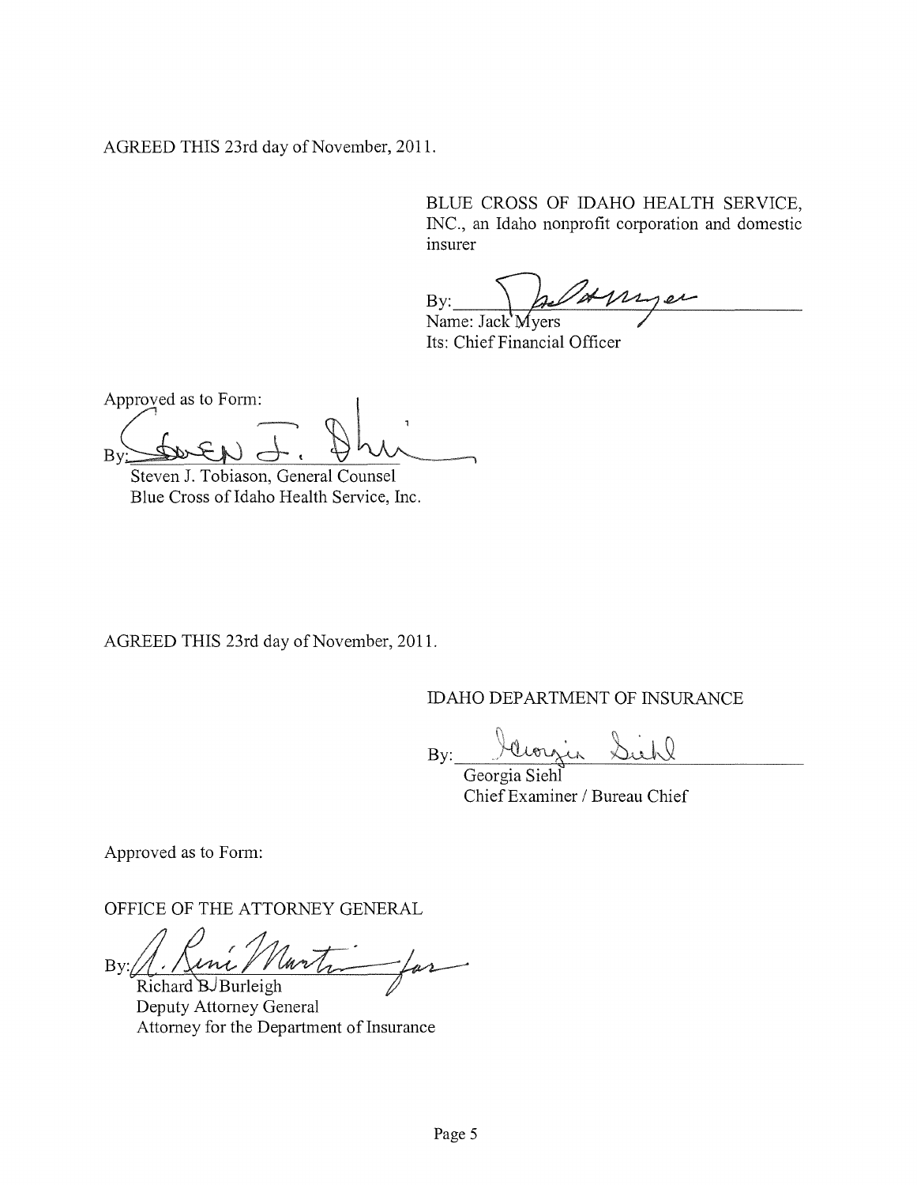AGREED THIS 23rd day of November, 2011.

BLUE CROSS OF IDAHO HEALTH SERVICE, INC., an Idaho nonprofit corporation and domestic insurer

By: ______________________________
Name: Jack Myers
Its: Chief Financial Officer

Approved as to Form:

By: ______________________________
Steven J. Tobiason, General Counsel
Blue Cross of Idaho Health Service, Inc.

AGREED THIS 23rd day of November, 2011.

IDAHO DEPARTMENT OF INSURANCE

By: ______________________________
Georgia Siehl
Chief Examiner / Bureau Chief

Approved as to Form:

OFFICE OF THE ATTORNEY GENERAL

By: ______________________________ for
Richard B. Burleigh
Deputy Attorney General
Attorney for the Department of Insurance